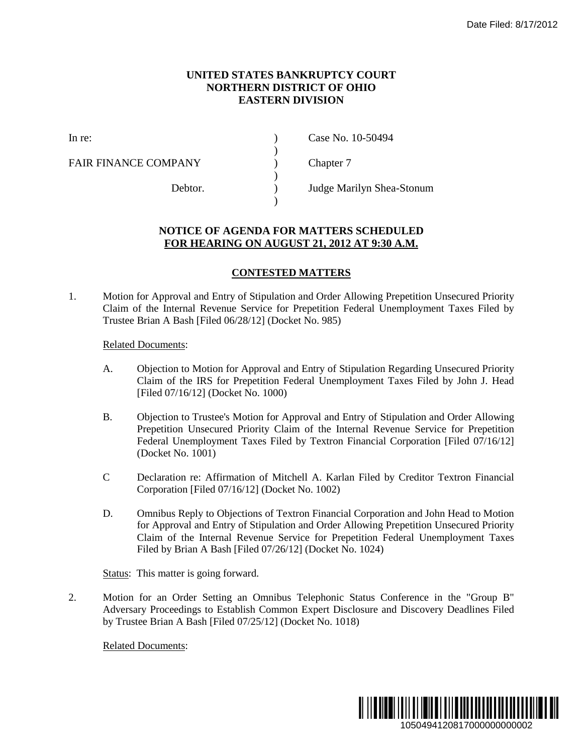Date Filed: 8/17/2012

**UNITED STATES BANKRUPTCY COURT**
**NORTHERN DISTRICT OF OHIO**
**EASTERN DIVISION**

| | | |
|---|---|---|
| In re: | ) | Case No. 10-50494 |
| | ) | |
| FAIR FINANCE COMPANY | ) | Chapter 7 |
| | ) | |
| Debtor. | ) | Judge Marilyn Shea-Stonum |
| | ) | |

**NOTICE OF AGENDA FOR MATTERS SCHEDULED**
**<u>FOR HEARING ON AUGUST 21, 2012 AT 9:30 A.M.</u>**

**<u>CONTESTED MATTERS</u>**

1. Motion for Approval and Entry of Stipulation and Order Allowing Prepetition Unsecured Priority Claim of the Internal Revenue Service for Prepetition Federal Unemployment Taxes Filed by Trustee Brian A Bash [Filed 06/28/12] (Docket No. 985)

   <u>Related Documents</u>:

   A. Objection to Motion for Approval and Entry of Stipulation Regarding Unsecured Priority Claim of the IRS for Prepetition Federal Unemployment Taxes Filed by John J. Head [Filed 07/16/12] (Docket No. 1000)

   B. Objection to Trustee's Motion for Approval and Entry of Stipulation and Order Allowing Prepetition Unsecured Priority Claim of the Internal Revenue Service for Prepetition Federal Unemployment Taxes Filed by Textron Financial Corporation [Filed 07/16/12] (Docket No. 1001)

   C Declaration re: Affirmation of Mitchell A. Karlan Filed by Creditor Textron Financial Corporation [Filed 07/16/12] (Docket No. 1002)

   D. Omnibus Reply to Objections of Textron Financial Corporation and John Head to Motion for Approval and Entry of Stipulation and Order Allowing Prepetition Unsecured Priority Claim of the Internal Revenue Service for Prepetition Federal Unemployment Taxes Filed by Brian A Bash [Filed 07/26/12] (Docket No. 1024)

   <u>Status</u>: This matter is going forward.

2. Motion for an Order Setting an Omnibus Telephonic Status Conference in the "Group B" Adversary Proceedings to Establish Common Expert Disclosure and Discovery Deadlines Filed by Trustee Brian A Bash [Filed 07/25/12] (Docket No. 1018)

   <u>Related Documents</u>: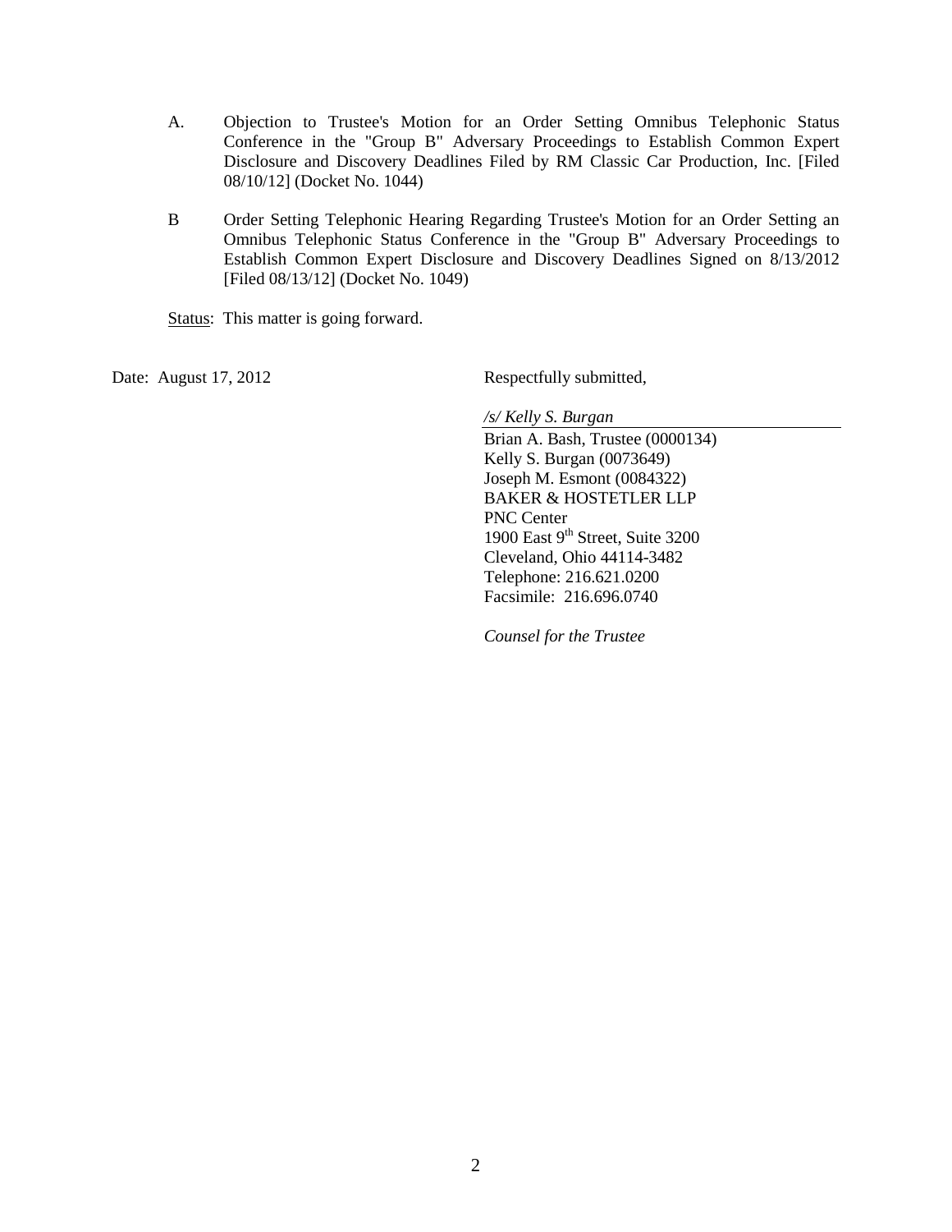A. Objection to Trustee's Motion for an Order Setting Omnibus Telephonic Status Conference in the "Group B" Adversary Proceedings to Establish Common Expert Disclosure and Discovery Deadlines Filed by RM Classic Car Production, Inc. [Filed 08/10/12] (Docket No. 1044)

B Order Setting Telephonic Hearing Regarding Trustee's Motion for an Order Setting an Omnibus Telephonic Status Conference in the "Group B" Adversary Proceedings to Establish Common Expert Disclosure and Discovery Deadlines Signed on 8/13/2012 [Filed 08/13/12] (Docket No. 1049)

Status: This matter is going forward.

Date: August 17, 2012

Respectfully submitted,

*/s/ Kelly S. Burgan*

Brian A. Bash, Trustee (0000134)
Kelly S. Burgan (0073649)
Joseph M. Esmont (0084322)
BAKER & HOSTETLER LLP
PNC Center
1900 East 9th Street, Suite 3200
Cleveland, Ohio 44114-3482
Telephone: 216.621.0200
Facsimile: 216.696.0740

*Counsel for the Trustee*